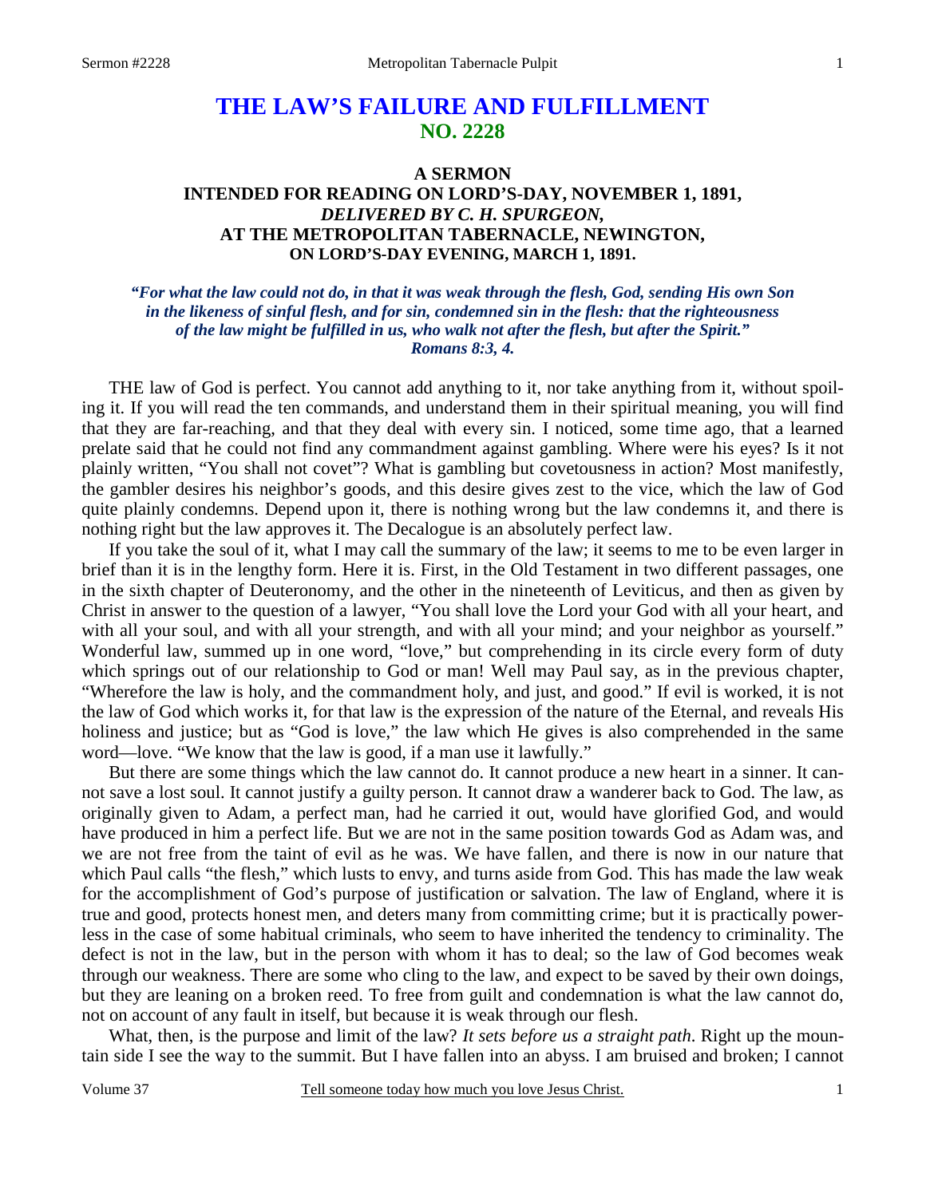# THE LAW'S FAILURE AND FULFILLMENT
## NO. 2228

### A SERMON
### INTENDED FOR READING ON LORD'S-DAY, NOVEMBER 1, 1891,
### *DELIVERED BY C. H. SPURGEON,*
### AT THE METROPOLITAN TABERNACLE, NEWINGTON,
### ON LORD'S-DAY EVENING, MARCH 1, 1891.

***"For what the law could not do, in that it was weak through the flesh, God, sending His own Son in the likeness of sinful flesh, and for sin, condemned sin in the flesh: that the righteousness of the law might be fulfilled in us, who walk not after the flesh, but after the Spirit." Romans 8:3, 4.***

THE law of God is perfect. You cannot add anything to it, nor take anything from it, without spoiling it. If you will read the ten commands, and understand them in their spiritual meaning, you will find that they are far-reaching, and that they deal with every sin. I noticed, some time ago, that a learned prelate said that he could not find any commandment against gambling. Where were his eyes? Is it not plainly written, "You shall not covet"? What is gambling but covetousness in action? Most manifestly, the gambler desires his neighbor's goods, and this desire gives zest to the vice, which the law of God quite plainly condemns. Depend upon it, there is nothing wrong but the law condemns it, and there is nothing right but the law approves it. The Decalogue is an absolutely perfect law.

If you take the soul of it, what I may call the summary of the law; it seems to me to be even larger in brief than it is in the lengthy form. Here it is. First, in the Old Testament in two different passages, one in the sixth chapter of Deuteronomy, and the other in the nineteenth of Leviticus, and then as given by Christ in answer to the question of a lawyer, "You shall love the Lord your God with all your heart, and with all your soul, and with all your strength, and with all your mind; and your neighbor as yourself." Wonderful law, summed up in one word, "love," but comprehending in its circle every form of duty which springs out of our relationship to God or man! Well may Paul say, as in the previous chapter, "Wherefore the law is holy, and the commandment holy, and just, and good." If evil is worked, it is not the law of God which works it, for that law is the expression of the nature of the Eternal, and reveals His holiness and justice; but as "God is love," the law which He gives is also comprehended in the same word—love. "We know that the law is good, if a man use it lawfully."

But there are some things which the law cannot do. It cannot produce a new heart in a sinner. It cannot save a lost soul. It cannot justify a guilty person. It cannot draw a wanderer back to God. The law, as originally given to Adam, a perfect man, had he carried it out, would have glorified God, and would have produced in him a perfect life. But we are not in the same position towards God as Adam was, and we are not free from the taint of evil as he was. We have fallen, and there is now in our nature that which Paul calls "the flesh," which lusts to envy, and turns aside from God. This has made the law weak for the accomplishment of God's purpose of justification or salvation. The law of England, where it is true and good, protects honest men, and deters many from committing crime; but it is practically powerless in the case of some habitual criminals, who seem to have inherited the tendency to criminality. The defect is not in the law, but in the person with whom it has to deal; so the law of God becomes weak through our weakness. There are some who cling to the law, and expect to be saved by their own doings, but they are leaning on a broken reed. To free from guilt and condemnation is what the law cannot do, not on account of any fault in itself, but because it is weak through our flesh.

What, then, is the purpose and limit of the law? *It sets before us a straight path.* Right up the mountain side I see the way to the summit. But I have fallen into an abyss. I am bruised and broken; I cannot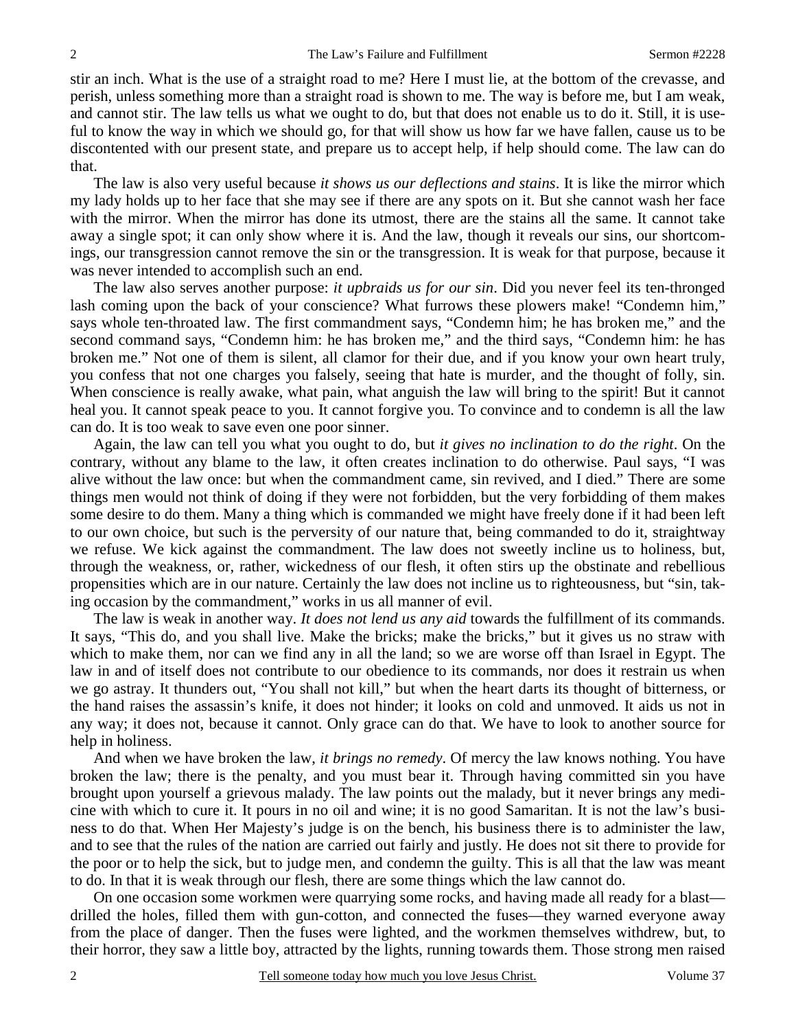stir an inch. What is the use of a straight road to me? Here I must lie, at the bottom of the crevasse, and perish, unless something more than a straight road is shown to me. The way is before me, but I am weak, and cannot stir. The law tells us what we ought to do, but that does not enable us to do it. Still, it is useful to know the way in which we should go, for that will show us how far we have fallen, cause us to be discontented with our present state, and prepare us to accept help, if help should come. The law can do that.

The law is also very useful because *it shows us our deflections and stains*. It is like the mirror which my lady holds up to her face that she may see if there are any spots on it. But she cannot wash her face with the mirror. When the mirror has done its utmost, there are the stains all the same. It cannot take away a single spot; it can only show where it is. And the law, though it reveals our sins, our shortcomings, our transgression cannot remove the sin or the transgression. It is weak for that purpose, because it was never intended to accomplish such an end.

The law also serves another purpose: *it upbraids us for our sin*. Did you never feel its ten-thronged lash coming upon the back of your conscience? What furrows these plowers make! "Condemn him," says whole ten-throated law. The first commandment says, "Condemn him; he has broken me," and the second command says, "Condemn him: he has broken me," and the third says, "Condemn him: he has broken me." Not one of them is silent, all clamor for their due, and if you know your own heart truly, you confess that not one charges you falsely, seeing that hate is murder, and the thought of folly, sin. When conscience is really awake, what pain, what anguish the law will bring to the spirit! But it cannot heal you. It cannot speak peace to you. It cannot forgive you. To convince and to condemn is all the law can do. It is too weak to save even one poor sinner.

Again, the law can tell you what you ought to do, but *it gives no inclination to do the right*. On the contrary, without any blame to the law, it often creates inclination to do otherwise. Paul says, "I was alive without the law once: but when the commandment came, sin revived, and I died." There are some things men would not think of doing if they were not forbidden, but the very forbidding of them makes some desire to do them. Many a thing which is commanded we might have freely done if it had been left to our own choice, but such is the perversity of our nature that, being commanded to do it, straightway we refuse. We kick against the commandment. The law does not sweetly incline us to holiness, but, through the weakness, or, rather, wickedness of our flesh, it often stirs up the obstinate and rebellious propensities which are in our nature. Certainly the law does not incline us to righteousness, but "sin, taking occasion by the commandment," works in us all manner of evil.

The law is weak in another way. *It does not lend us any aid* towards the fulfillment of its commands. It says, "This do, and you shall live. Make the bricks; make the bricks," but it gives us no straw with which to make them, nor can we find any in all the land; so we are worse off than Israel in Egypt. The law in and of itself does not contribute to our obedience to its commands, nor does it restrain us when we go astray. It thunders out, "You shall not kill," but when the heart darts its thought of bitterness, or the hand raises the assassin's knife, it does not hinder; it looks on cold and unmoved. It aids us not in any way; it does not, because it cannot. Only grace can do that. We have to look to another source for help in holiness.

And when we have broken the law, *it brings no remedy*. Of mercy the law knows nothing. You have broken the law; there is the penalty, and you must bear it. Through having committed sin you have brought upon yourself a grievous malady. The law points out the malady, but it never brings any medicine with which to cure it. It pours in no oil and wine; it is no good Samaritan. It is not the law's business to do that. When Her Majesty's judge is on the bench, his business there is to administer the law, and to see that the rules of the nation are carried out fairly and justly. He does not sit there to provide for the poor or to help the sick, but to judge men, and condemn the guilty. This is all that the law was meant to do. In that it is weak through our flesh, there are some things which the law cannot do.

On one occasion some workmen were quarrying some rocks, and having made all ready for a blast—drilled the holes, filled them with gun-cotton, and connected the fuses—they warned everyone away from the place of danger. Then the fuses were lighted, and the workmen themselves withdrew, but, to their horror, they saw a little boy, attracted by the lights, running towards them. Those strong men raised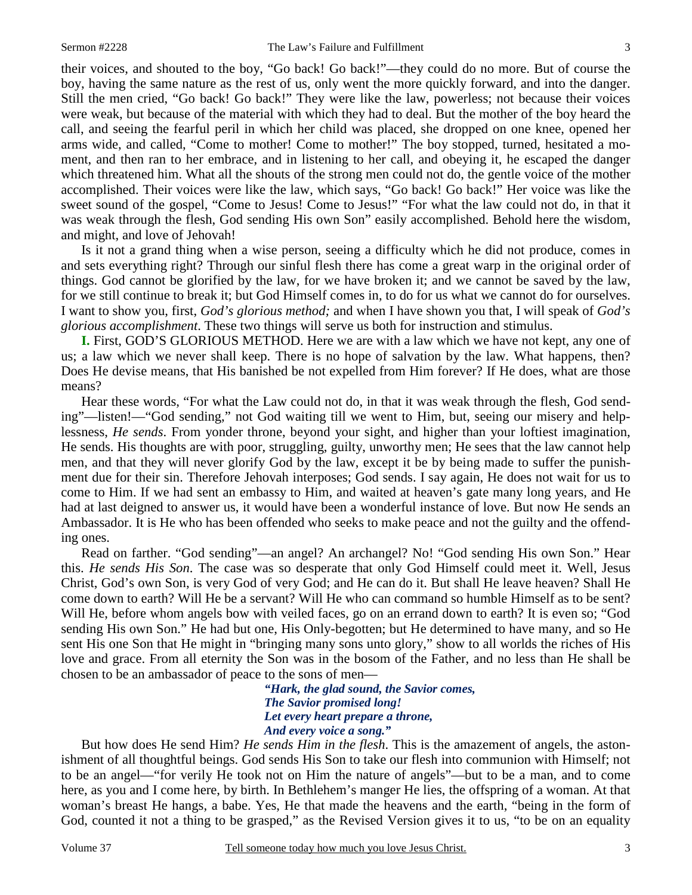their voices, and shouted to the boy, "Go back! Go back!"—they could do no more. But of course the boy, having the same nature as the rest of us, only went the more quickly forward, and into the danger. Still the men cried, "Go back! Go back!" They were like the law, powerless; not because their voices were weak, but because of the material with which they had to deal. But the mother of the boy heard the call, and seeing the fearful peril in which her child was placed, she dropped on one knee, opened her arms wide, and called, "Come to mother! Come to mother!" The boy stopped, turned, hesitated a moment, and then ran to her embrace, and in listening to her call, and obeying it, he escaped the danger which threatened him. What all the shouts of the strong men could not do, the gentle voice of the mother accomplished. Their voices were like the law, which says, "Go back! Go back!" Her voice was like the sweet sound of the gospel, "Come to Jesus! Come to Jesus!" "For what the law could not do, in that it was weak through the flesh, God sending His own Son" easily accomplished. Behold here the wisdom, and might, and love of Jehovah!

Is it not a grand thing when a wise person, seeing a difficulty which he did not produce, comes in and sets everything right? Through our sinful flesh there has come a great warp in the original order of things. God cannot be glorified by the law, for we have broken it; and we cannot be saved by the law, for we still continue to break it; but God Himself comes in, to do for us what we cannot do for ourselves. I want to show you, first, *God's glorious method;* and when I have shown you that, I will speak of *God's glorious accomplishment*. These two things will serve us both for instruction and stimulus.

**I.** First, GOD'S GLORIOUS METHOD. Here we are with a law which we have not kept, any one of us; a law which we never shall keep. There is no hope of salvation by the law. What happens, then? Does He devise means, that His banished be not expelled from Him forever? If He does, what are those means?

Hear these words, "For what the Law could not do, in that it was weak through the flesh, God sending"—listen!—"God sending," not God waiting till we went to Him, but, seeing our misery and helplessness, *He sends*. From yonder throne, beyond your sight, and higher than your loftiest imagination, He sends. His thoughts are with poor, struggling, guilty, unworthy men; He sees that the law cannot help men, and that they will never glorify God by the law, except it be by being made to suffer the punishment due for their sin. Therefore Jehovah interposes; God sends. I say again, He does not wait for us to come to Him. If we had sent an embassy to Him, and waited at heaven's gate many long years, and He had at last deigned to answer us, it would have been a wonderful instance of love. But now He sends an Ambassador. It is He who has been offended who seeks to make peace and not the guilty and the offending ones.

Read on farther. "God sending"—an angel? An archangel? No! "God sending His own Son." Hear this. *He sends His Son*. The case was so desperate that only God Himself could meet it. Well, Jesus Christ, God's own Son, is very God of very God; and He can do it. But shall He leave heaven? Shall He come down to earth? Will He be a servant? Will He who can command so humble Himself as to be sent? Will He, before whom angels bow with veiled faces, go on an errand down to earth? It is even so; "God sending His own Son." He had but one, His Only-begotten; but He determined to have many, and so He sent His one Son that He might in "bringing many sons unto glory," show to all worlds the riches of His love and grace. From all eternity the Son was in the bosom of the Father, and no less than He shall be chosen to be an ambassador of peace to the sons of men—

> *"Hark, the glad sound, the Savior comes,*
> *The Savior promised long!*
> *Let every heart prepare a throne,*
> *And every voice a song."*

But how does He send Him? *He sends Him in the flesh.* This is the amazement of angels, the astonishment of all thoughtful beings. God sends His Son to take our flesh into communion with Himself; not to be an angel—"for verily He took not on Him the nature of angels"—but to be a man, and to come here, as you and I come here, by birth. In Bethlehem's manger He lies, the offspring of a woman. At that woman's breast He hangs, a babe. Yes, He that made the heavens and the earth, "being in the form of God, counted it not a thing to be grasped," as the Revised Version gives it to us, "to be on an equality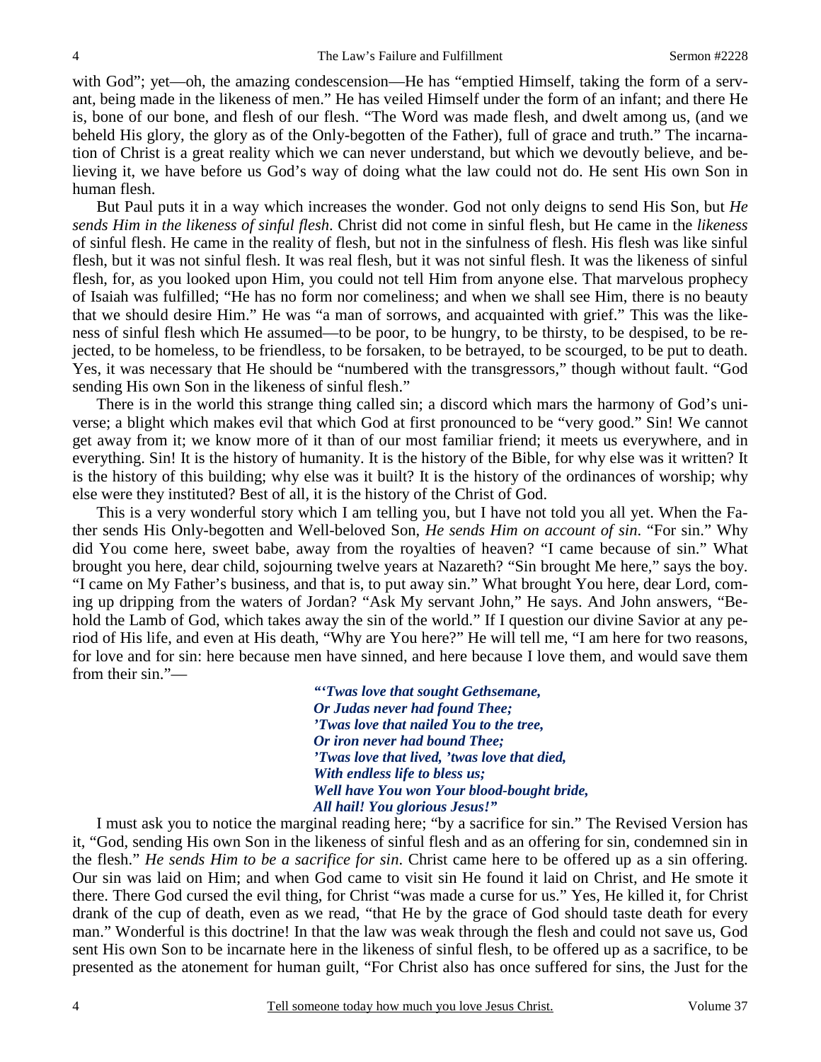with God"; yet—oh, the amazing condescension—He has "emptied Himself, taking the form of a servant, being made in the likeness of men." He has veiled Himself under the form of an infant; and there He is, bone of our bone, and flesh of our flesh. "The Word was made flesh, and dwelt among us, (and we beheld His glory, the glory as of the Only-begotten of the Father), full of grace and truth." The incarnation of Christ is a great reality which we can never understand, but which we devoutly believe, and believing it, we have before us God's way of doing what the law could not do. He sent His own Son in human flesh.

But Paul puts it in a way which increases the wonder. God not only deigns to send His Son, but *He sends Him in the likeness of sinful flesh*. Christ did not come in sinful flesh, but He came in the *likeness* of sinful flesh. He came in the reality of flesh, but not in the sinfulness of flesh. His flesh was like sinful flesh, but it was not sinful flesh. It was real flesh, but it was not sinful flesh. It was the likeness of sinful flesh, for, as you looked upon Him, you could not tell Him from anyone else. That marvelous prophecy of Isaiah was fulfilled; "He has no form nor comeliness; and when we shall see Him, there is no beauty that we should desire Him." He was "a man of sorrows, and acquainted with grief." This was the likeness of sinful flesh which He assumed—to be poor, to be hungry, to be thirsty, to be despised, to be rejected, to be homeless, to be friendless, to be forsaken, to be betrayed, to be scourged, to be put to death. Yes, it was necessary that He should be "numbered with the transgressors," though without fault. "God sending His own Son in the likeness of sinful flesh."

There is in the world this strange thing called sin; a discord which mars the harmony of God's universe; a blight which makes evil that which God at first pronounced to be "very good." Sin! We cannot get away from it; we know more of it than of our most familiar friend; it meets us everywhere, and in everything. Sin! It is the history of humanity. It is the history of the Bible, for why else was it written? It is the history of this building; why else was it built? It is the history of the ordinances of worship; why else were they instituted? Best of all, it is the history of the Christ of God.

This is a very wonderful story which I am telling you, but I have not told you all yet. When the Father sends His Only-begotten and Well-beloved Son, *He sends Him on account of sin*. "For sin." Why did You come here, sweet babe, away from the royalties of heaven? "I came because of sin." What brought you here, dear child, sojourning twelve years at Nazareth? "Sin brought Me here," says the boy. "I came on My Father's business, and that is, to put away sin." What brought You here, dear Lord, coming up dripping from the waters of Jordan? "Ask My servant John," He says. And John answers, "Behold the Lamb of God, which takes away the sin of the world." If I question our divine Savior at any period of His life, and even at His death, "Why are You here?" He will tell me, "I am here for two reasons, for love and for sin: here because men have sinned, and here because I love them, and would save them from their sin."—

> ***"'Twas love that sought Gethsemane,***
> ***Or Judas never had found Thee;***
> ***'Twas love that nailed You to the tree,***
> ***Or iron never had bound Thee;***
> ***'Twas love that lived, 'twas love that died,***
> ***With endless life to bless us;***
> ***Well have You won Your blood-bought bride,***
> ***All hail! You glorious Jesus!"***

I must ask you to notice the marginal reading here; "by a sacrifice for sin." The Revised Version has it, "God, sending His own Son in the likeness of sinful flesh and as an offering for sin, condemned sin in the flesh." *He sends Him to be a sacrifice for sin*. Christ came here to be offered up as a sin offering. Our sin was laid on Him; and when God came to visit sin He found it laid on Christ, and He smote it there. There God cursed the evil thing, for Christ "was made a curse for us." Yes, He killed it, for Christ drank of the cup of death, even as we read, "that He by the grace of God should taste death for every man." Wonderful is this doctrine! In that the law was weak through the flesh and could not save us, God sent His own Son to be incarnate here in the likeness of sinful flesh, to be offered up as a sacrifice, to be presented as the atonement for human guilt, "For Christ also has once suffered for sins, the Just for the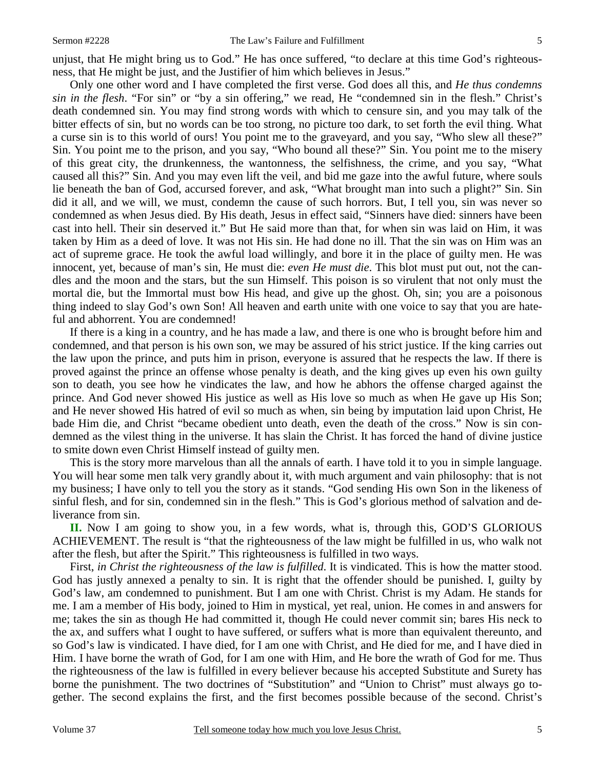unjust, that He might bring us to God." He has once suffered, "to declare at this time God's righteousness, that He might be just, and the Justifier of him which believes in Jesus."

Only one other word and I have completed the first verse. God does all this, and *He thus condemns sin in the flesh*. "For sin" or "by a sin offering," we read, He "condemned sin in the flesh." Christ's death condemned sin. You may find strong words with which to censure sin, and you may talk of the bitter effects of sin, but no words can be too strong, no picture too dark, to set forth the evil thing. What a curse sin is to this world of ours! You point me to the graveyard, and you say, "Who slew all these?" Sin. You point me to the prison, and you say, "Who bound all these?" Sin. You point me to the misery of this great city, the drunkenness, the wantonness, the selfishness, the crime, and you say, "What caused all this?" Sin. And you may even lift the veil, and bid me gaze into the awful future, where souls lie beneath the ban of God, accursed forever, and ask, "What brought man into such a plight?" Sin. Sin did it all, and we will, we must, condemn the cause of such horrors. But, I tell you, sin was never so condemned as when Jesus died. By His death, Jesus in effect said, "Sinners have died: sinners have been cast into hell. Their sin deserved it." But He said more than that, for when sin was laid on Him, it was taken by Him as a deed of love. It was not His sin. He had done no ill. That the sin was on Him was an act of supreme grace. He took the awful load willingly, and bore it in the place of guilty men. He was innocent, yet, because of man's sin, He must die: *even He must die*. This blot must put out, not the candles and the moon and the stars, but the sun Himself. This poison is so virulent that not only must the mortal die, but the Immortal must bow His head, and give up the ghost. Oh, sin; you are a poisonous thing indeed to slay God's own Son! All heaven and earth unite with one voice to say that you are hateful and abhorrent. You are condemned!

If there is a king in a country, and he has made a law, and there is one who is brought before him and condemned, and that person is his own son, we may be assured of his strict justice. If the king carries out the law upon the prince, and puts him in prison, everyone is assured that he respects the law. If there is proved against the prince an offense whose penalty is death, and the king gives up even his own guilty son to death, you see how he vindicates the law, and how he abhors the offense charged against the prince. And God never showed His justice as well as His love so much as when He gave up His Son; and He never showed His hatred of evil so much as when, sin being by imputation laid upon Christ, He bade Him die, and Christ "became obedient unto death, even the death of the cross." Now is sin condemned as the vilest thing in the universe. It has slain the Christ. It has forced the hand of divine justice to smite down even Christ Himself instead of guilty men.

This is the story more marvelous than all the annals of earth. I have told it to you in simple language. You will hear some men talk very grandly about it, with much argument and vain philosophy: that is not my business; I have only to tell you the story as it stands. "God sending His own Son in the likeness of sinful flesh, and for sin, condemned sin in the flesh." This is God's glorious method of salvation and deliverance from sin.

**II.** Now I am going to show you, in a few words, what is, through this, GOD'S GLORIOUS ACHIEVEMENT. The result is "that the righteousness of the law might be fulfilled in us, who walk not after the flesh, but after the Spirit." This righteousness is fulfilled in two ways.

First, *in Christ the righteousness of the law is fulfilled*. It is vindicated. This is how the matter stood. God has justly annexed a penalty to sin. It is right that the offender should be punished. I, guilty by God's law, am condemned to punishment. But I am one with Christ. Christ is my Adam. He stands for me. I am a member of His body, joined to Him in mystical, yet real, union. He comes in and answers for me; takes the sin as though He had committed it, though He could never commit sin; bares His neck to the ax, and suffers what I ought to have suffered, or suffers what is more than equivalent thereunto, and so God's law is vindicated. I have died, for I am one with Christ, and He died for me, and I have died in Him. I have borne the wrath of God, for I am one with Him, and He bore the wrath of God for me. Thus the righteousness of the law is fulfilled in every believer because his accepted Substitute and Surety has borne the punishment. The two doctrines of "Substitution" and "Union to Christ" must always go together. The second explains the first, and the first becomes possible because of the second. Christ's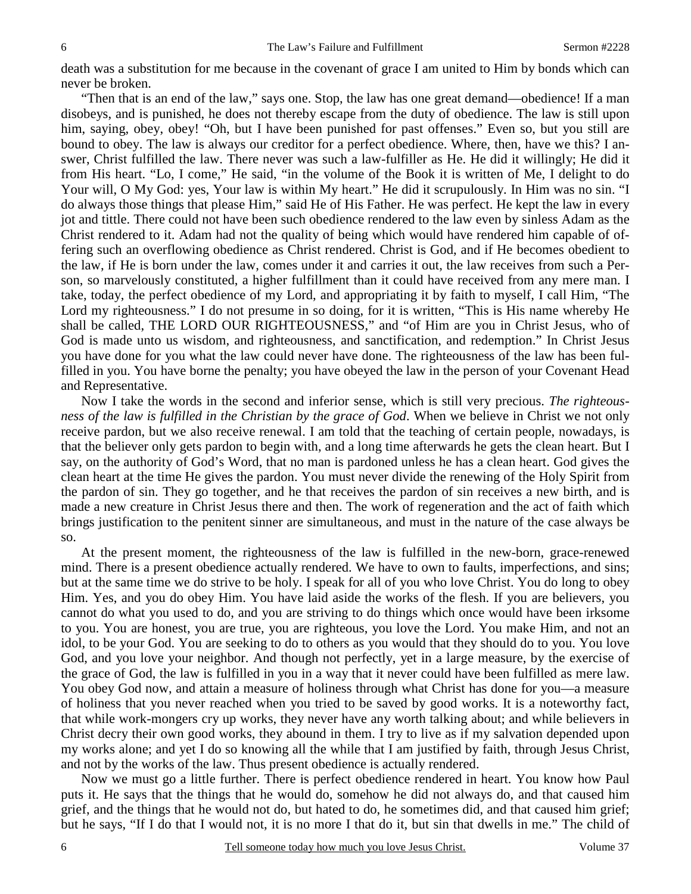death was a substitution for me because in the covenant of grace I am united to Him by bonds which can never be broken.

"Then that is an end of the law," says one. Stop, the law has one great demand—obedience! If a man disobeys, and is punished, he does not thereby escape from the duty of obedience. The law is still upon him, saying, obey, obey! "Oh, but I have been punished for past offenses." Even so, but you still are bound to obey. The law is always our creditor for a perfect obedience. Where, then, have we this? I answer, Christ fulfilled the law. There never was such a law-fulfiller as He. He did it willingly; He did it from His heart. "Lo, I come," He said, "in the volume of the Book it is written of Me, I delight to do Your will, O My God: yes, Your law is within My heart." He did it scrupulously. In Him was no sin. "I do always those things that please Him," said He of His Father. He was perfect. He kept the law in every jot and tittle. There could not have been such obedience rendered to the law even by sinless Adam as the Christ rendered to it. Adam had not the quality of being which would have rendered him capable of offering such an overflowing obedience as Christ rendered. Christ is God, and if He becomes obedient to the law, if He is born under the law, comes under it and carries it out, the law receives from such a Person, so marvelously constituted, a higher fulfillment than it could have received from any mere man. I take, today, the perfect obedience of my Lord, and appropriating it by faith to myself, I call Him, "The Lord my righteousness." I do not presume in so doing, for it is written, "This is His name whereby He shall be called, THE LORD OUR RIGHTEOUSNESS," and "of Him are you in Christ Jesus, who of God is made unto us wisdom, and righteousness, and sanctification, and redemption." In Christ Jesus you have done for you what the law could never have done. The righteousness of the law has been fulfilled in you. You have borne the penalty; you have obeyed the law in the person of your Covenant Head and Representative.

Now I take the words in the second and inferior sense, which is still very precious. *The righteousness of the law is fulfilled in the Christian by the grace of God*. When we believe in Christ we not only receive pardon, but we also receive renewal. I am told that the teaching of certain people, nowadays, is that the believer only gets pardon to begin with, and a long time afterwards he gets the clean heart. But I say, on the authority of God's Word, that no man is pardoned unless he has a clean heart. God gives the clean heart at the time He gives the pardon. You must never divide the renewing of the Holy Spirit from the pardon of sin. They go together, and he that receives the pardon of sin receives a new birth, and is made a new creature in Christ Jesus there and then. The work of regeneration and the act of faith which brings justification to the penitent sinner are simultaneous, and must in the nature of the case always be so.

At the present moment, the righteousness of the law is fulfilled in the new-born, grace-renewed mind. There is a present obedience actually rendered. We have to own to faults, imperfections, and sins; but at the same time we do strive to be holy. I speak for all of you who love Christ. You do long to obey Him. Yes, and you do obey Him. You have laid aside the works of the flesh. If you are believers, you cannot do what you used to do, and you are striving to do things which once would have been irksome to you. You are honest, you are true, you are righteous, you love the Lord. You make Him, and not an idol, to be your God. You are seeking to do to others as you would that they should do to you. You love God, and you love your neighbor. And though not perfectly, yet in a large measure, by the exercise of the grace of God, the law is fulfilled in you in a way that it never could have been fulfilled as mere law. You obey God now, and attain a measure of holiness through what Christ has done for you—a measure of holiness that you never reached when you tried to be saved by good works. It is a noteworthy fact, that while work-mongers cry up works, they never have any worth talking about; and while believers in Christ decry their own good works, they abound in them. I try to live as if my salvation depended upon my works alone; and yet I do so knowing all the while that I am justified by faith, through Jesus Christ, and not by the works of the law. Thus present obedience is actually rendered.

Now we must go a little further. There is perfect obedience rendered in heart. You know how Paul puts it. He says that the things that he would do, somehow he did not always do, and that caused him grief, and the things that he would not do, but hated to do, he sometimes did, and that caused him grief; but he says, "If I do that I would not, it is no more I that do it, but sin that dwells in me." The child of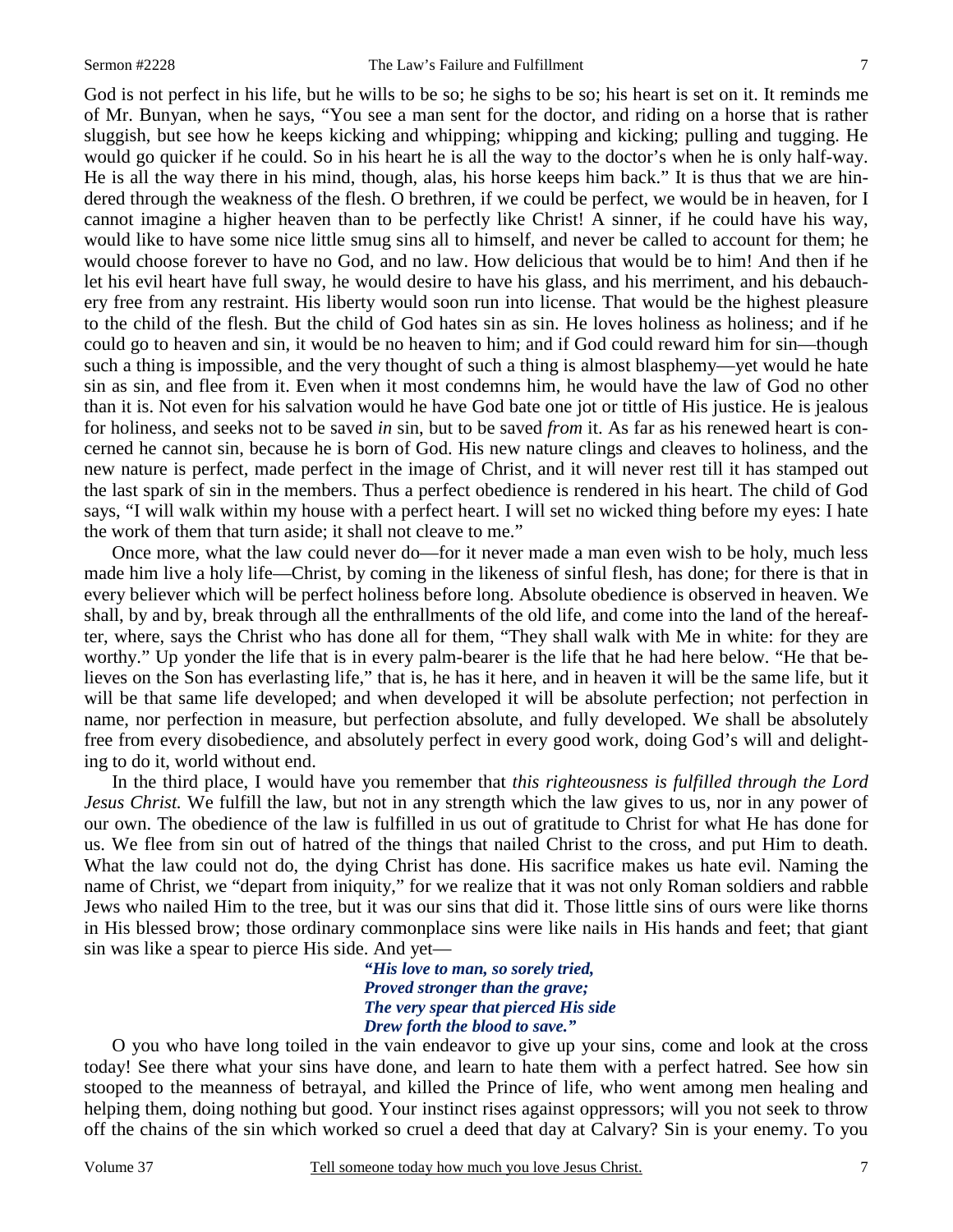God is not perfect in his life, but he wills to be so; he sighs to be so; his heart is set on it. It reminds me of Mr. Bunyan, when he says, "You see a man sent for the doctor, and riding on a horse that is rather sluggish, but see how he keeps kicking and whipping; whipping and kicking; pulling and tugging. He would go quicker if he could. So in his heart he is all the way to the doctor's when he is only half-way. He is all the way there in his mind, though, alas, his horse keeps him back." It is thus that we are hindered through the weakness of the flesh. O brethren, if we could be perfect, we would be in heaven, for I cannot imagine a higher heaven than to be perfectly like Christ! A sinner, if he could have his way, would like to have some nice little smug sins all to himself, and never be called to account for them; he would choose forever to have no God, and no law. How delicious that would be to him! And then if he let his evil heart have full sway, he would desire to have his glass, and his merriment, and his debauchery free from any restraint. His liberty would soon run into license. That would be the highest pleasure to the child of the flesh. But the child of God hates sin as sin. He loves holiness as holiness; and if he could go to heaven and sin, it would be no heaven to him; and if God could reward him for sin—though such a thing is impossible, and the very thought of such a thing is almost blasphemy—yet would he hate sin as sin, and flee from it. Even when it most condemns him, he would have the law of God no other than it is. Not even for his salvation would he have God bate one jot or tittle of His justice. He is jealous for holiness, and seeks not to be saved *in* sin, but to be saved *from* it. As far as his renewed heart is concerned he cannot sin, because he is born of God. His new nature clings and cleaves to holiness, and the new nature is perfect, made perfect in the image of Christ, and it will never rest till it has stamped out the last spark of sin in the members. Thus a perfect obedience is rendered in his heart. The child of God says, "I will walk within my house with a perfect heart. I will set no wicked thing before my eyes: I hate the work of them that turn aside; it shall not cleave to me."

Once more, what the law could never do—for it never made a man even wish to be holy, much less made him live a holy life—Christ, by coming in the likeness of sinful flesh, has done; for there is that in every believer which will be perfect holiness before long. Absolute obedience is observed in heaven. We shall, by and by, break through all the enthrallments of the old life, and come into the land of the hereafter, where, says the Christ who has done all for them, "They shall walk with Me in white: for they are worthy." Up yonder the life that is in every palm-bearer is the life that he had here below. "He that believes on the Son has everlasting life," that is, he has it here, and in heaven it will be the same life, but it will be that same life developed; and when developed it will be absolute perfection; not perfection in name, nor perfection in measure, but perfection absolute, and fully developed. We shall be absolutely free from every disobedience, and absolutely perfect in every good work, doing God's will and delighting to do it, world without end.

In the third place, I would have you remember that *this righteousness is fulfilled through the Lord Jesus Christ.* We fulfill the law, but not in any strength which the law gives to us, nor in any power of our own. The obedience of the law is fulfilled in us out of gratitude to Christ for what He has done for us. We flee from sin out of hatred of the things that nailed Christ to the cross, and put Him to death. What the law could not do, the dying Christ has done. His sacrifice makes us hate evil. Naming the name of Christ, we "depart from iniquity," for we realize that it was not only Roman soldiers and rabble Jews who nailed Him to the tree, but it was our sins that did it. Those little sins of ours were like thorns in His blessed brow; those ordinary commonplace sins were like nails in His hands and feet; that giant sin was like a spear to pierce His side. And yet—

> ***"His love to man, so sorely tried,***
> ***Proved stronger than the grave;***
> ***The very spear that pierced His side***
> ***Drew forth the blood to save."***

O you who have long toiled in the vain endeavor to give up your sins, come and look at the cross today! See there what your sins have done, and learn to hate them with a perfect hatred. See how sin stooped to the meanness of betrayal, and killed the Prince of life, who went among men healing and helping them, doing nothing but good. Your instinct rises against oppressors; will you not seek to throw off the chains of the sin which worked so cruel a deed that day at Calvary? Sin is your enemy. To you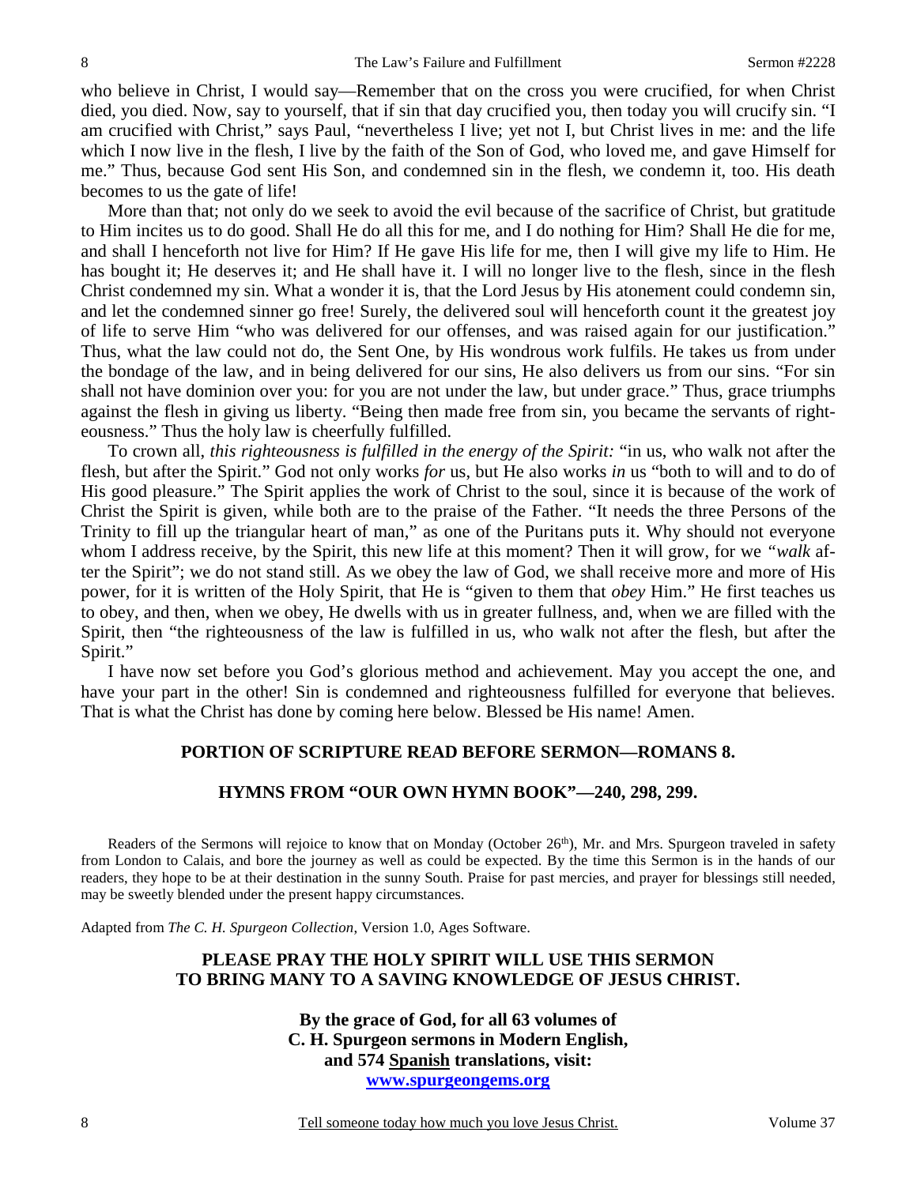who believe in Christ, I would say—Remember that on the cross you were crucified, for when Christ died, you died. Now, say to yourself, that if sin that day crucified you, then today you will crucify sin. "I am crucified with Christ," says Paul, "nevertheless I live; yet not I, but Christ lives in me: and the life which I now live in the flesh, I live by the faith of the Son of God, who loved me, and gave Himself for me." Thus, because God sent His Son, and condemned sin in the flesh, we condemn it, too. His death becomes to us the gate of life!

More than that; not only do we seek to avoid the evil because of the sacrifice of Christ, but gratitude to Him incites us to do good. Shall He do all this for me, and I do nothing for Him? Shall He die for me, and shall I henceforth not live for Him? If He gave His life for me, then I will give my life to Him. He has bought it; He deserves it; and He shall have it. I will no longer live to the flesh, since in the flesh Christ condemned my sin. What a wonder it is, that the Lord Jesus by His atonement could condemn sin, and let the condemned sinner go free! Surely, the delivered soul will henceforth count it the greatest joy of life to serve Him "who was delivered for our offenses, and was raised again for our justification." Thus, what the law could not do, the Sent One, by His wondrous work fulfils. He takes us from under the bondage of the law, and in being delivered for our sins, He also delivers us from our sins. "For sin shall not have dominion over you: for you are not under the law, but under grace." Thus, grace triumphs against the flesh in giving us liberty. "Being then made free from sin, you became the servants of righteousness." Thus the holy law is cheerfully fulfilled.

To crown all, *this righteousness is fulfilled in the energy of the Spirit:* "in us, who walk not after the flesh, but after the Spirit." God not only works *for* us, but He also works *in* us "both to will and to do of His good pleasure." The Spirit applies the work of Christ to the soul, since it is because of the work of Christ the Spirit is given, while both are to the praise of the Father. "It needs the three Persons of the Trinity to fill up the triangular heart of man," as one of the Puritans puts it. Why should not everyone whom I address receive, by the Spirit, this new life at this moment? Then it will grow, for we *"walk* after the Spirit"; we do not stand still. As we obey the law of God, we shall receive more and more of His power, for it is written of the Holy Spirit, that He is "given to them that *obey* Him." He first teaches us to obey, and then, when we obey, He dwells with us in greater fullness, and, when we are filled with the Spirit, then "the righteousness of the law is fulfilled in us, who walk not after the flesh, but after the Spirit."

I have now set before you God's glorious method and achievement. May you accept the one, and have your part in the other! Sin is condemned and righteousness fulfilled for everyone that believes. That is what the Christ has done by coming here below. Blessed be His name! Amen.

**PORTION OF SCRIPTURE READ BEFORE SERMON—ROMANS 8.**

**HYMNS FROM "OUR OWN HYMN BOOK"—240, 298, 299.**

Readers of the Sermons will rejoice to know that on Monday (October 26th), Mr. and Mrs. Spurgeon traveled in safety from London to Calais, and bore the journey as well as could be expected. By the time this Sermon is in the hands of our readers, they hope to be at their destination in the sunny South. Praise for past mercies, and prayer for blessings still needed, may be sweetly blended under the present happy circumstances.

Adapted from *The C. H. Spurgeon Collection*, Version 1.0, Ages Software.

**PLEASE PRAY THE HOLY SPIRIT WILL USE THIS SERMON TO BRING MANY TO A SAVING KNOWLEDGE OF JESUS CHRIST.**

**By the grace of God, for all 63 volumes of C. H. Spurgeon sermons in Modern English, and 574 Spanish translations, visit: www.spurgeongems.org**